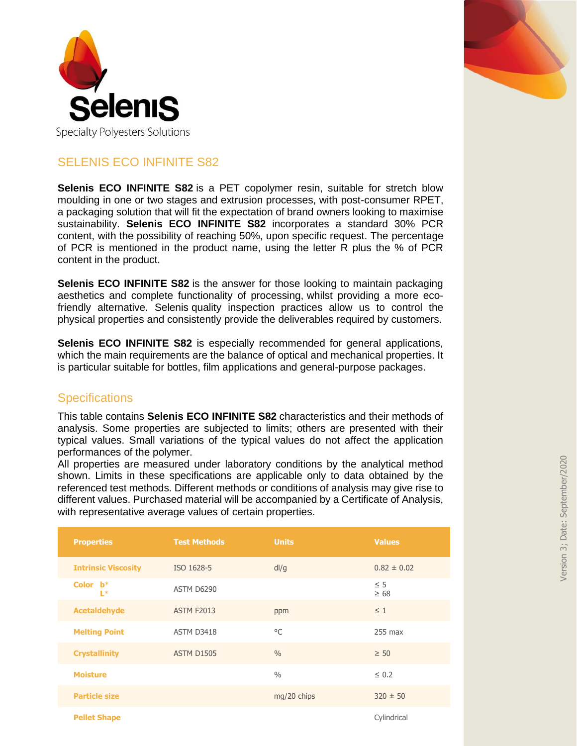# Selenis

Specialty Polyesters Solutions

## SELENIS ECO INFINITE S82

**Selenis ECO INFINITE S82** is a PET copolymer resin, suitable for stretch blow moulding in one or two stages and extrusion processes, with post-consumer RPET, a packaging solution that will fit the expectation of brand owners looking to maximise sustainability. **Selenis ECO INFINITE S82** incorporates a standard 30% PCR content, with the possibility of reaching 50%, upon specific request. The percentage of PCR is mentioned in the product name, using the letter R plus the % of PCR content in the product.

**Selenis ECO INFINITE S82** is the answer for those looking to maintain packaging aesthetics and complete functionality of processing, whilst providing a more eco-friendly alternative. Selenis quality inspection practices allow us to control the physical properties and consistently provide the deliverables required by customers.

**Selenis ECO INFINITE S82** is especially recommended for general applications, which the main requirements are the balance of optical and mechanical properties. It is particular suitable for bottles, film applications and general-purpose packages.

## Specifications

This table contains **Selenis ECO INFINITE S82** characteristics and their methods of analysis. Some properties are subjected to limits; others are presented with their typical values. Small variations of the typical values do not affect the application performances of the polymer.
All properties are measured under laboratory conditions by the analytical method shown. Limits in these specifications are applicable only to data obtained by the referenced test methods. Different methods or conditions of analysis may give rise to different values. Purchased material will be accompanied by a Certificate of Analysis, with representative average values of certain properties.

| Properties | Test Methods | Units | Values |
|---|---|---|---|
| **Intrinsic Viscosity** | ISO 1628-5 | dl/g | 0.82 ± 0.02 |
| **Color b*** <br> **L*** | ASTM D6290 | | ≤ 5 <br> ≥ 68 |
| **Acetaldehyde** | ASTM F2013 | ppm | ≤ 1 |
| **Melting Point** | ASTM D3418 | °C | 255 max |
| **Crystallinity** | ASTM D1505 | % | ≥ 50 |
| **Moisture** | | % | ≤ 0.2 |
| **Particle size** | | mg/20 chips | 320 ± 50 |
| **Pellet Shape** | | | Cylindrical |

Version 3; Date: September/2020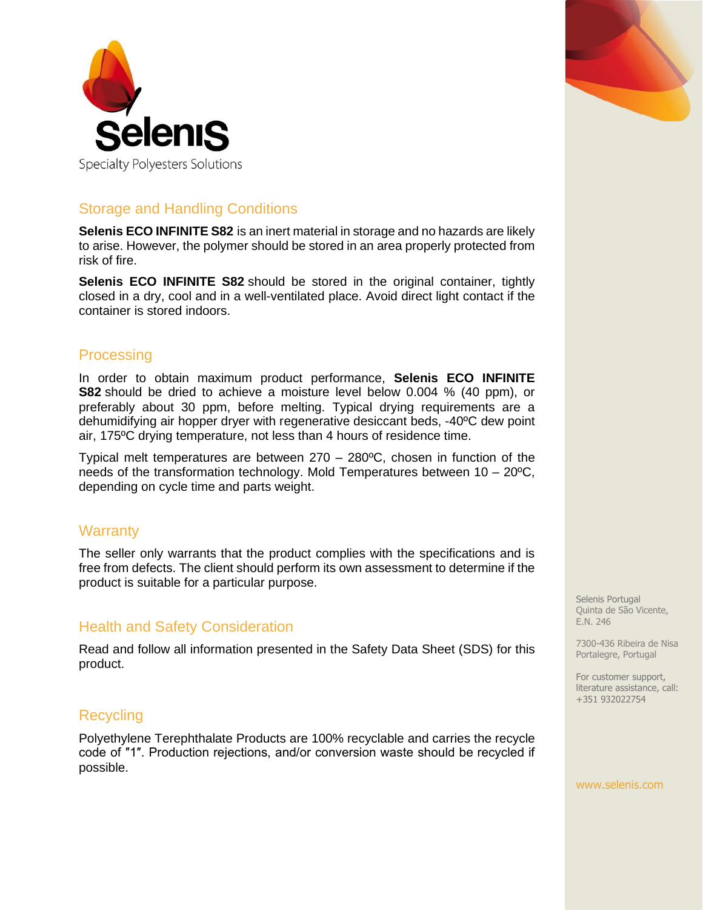Selenis

Specialty Polyesters Solutions

## Storage and Handling Conditions

**Selenis ECO INFINITE S82** is an inert material in storage and no hazards are likely to arise. However, the polymer should be stored in an area properly protected from risk of fire.

**Selenis ECO INFINITE S82** should be stored in the original container, tightly closed in a dry, cool and in a well-ventilated place. Avoid direct light contact if the container is stored indoors.

## Processing

In order to obtain maximum product performance, **Selenis ECO INFINITE S82** should be dried to achieve a moisture level below 0.004 % (40 ppm), or preferably about 30 ppm, before melting. Typical drying requirements are a dehumidifying air hopper dryer with regenerative desiccant beds, -40ºC dew point air, 175ºC drying temperature, not less than 4 hours of residence time.

Typical melt temperatures are between 270 – 280ºC, chosen in function of the needs of the transformation technology. Mold Temperatures between 10 – 20ºC, depending on cycle time and parts weight.

## Warranty

The seller only warrants that the product complies with the specifications and is free from defects. The client should perform its own assessment to determine if the product is suitable for a particular purpose.

## Health and Safety Consideration

Read and follow all information presented in the Safety Data Sheet (SDS) for this product.

## Recycling

Polyethylene Terephthalate Products are 100% recyclable and carries the recycle code of ″1″. Production rejections, and/or conversion waste should be recycled if possible.

Selenis Portugal
Quinta de São Vicente,
E.N. 246

7300-436 Ribeira de Nisa
Portalegre, Portugal

For customer support,
literature assistance, call:
+351 932022754

www.selenis.com